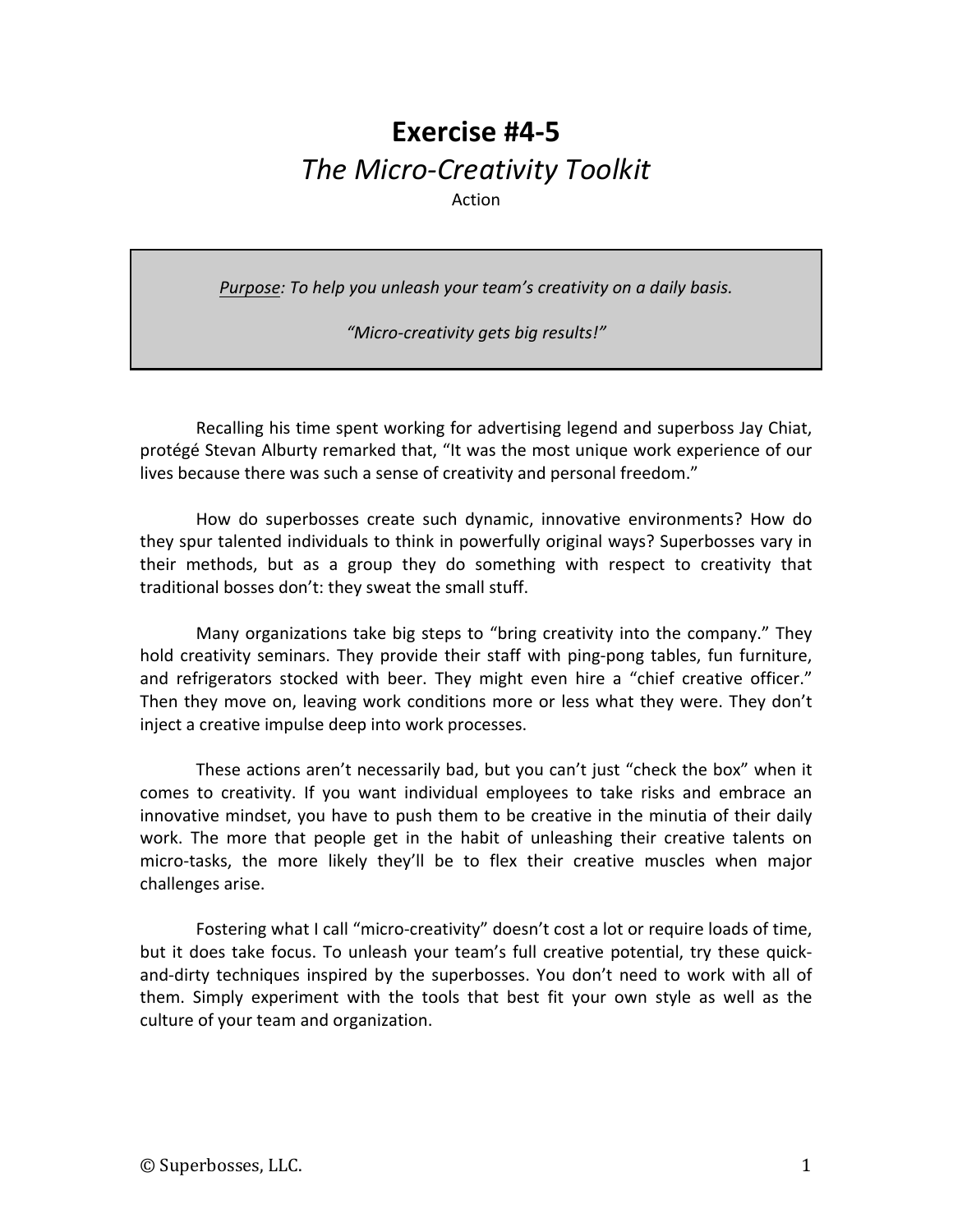# Exercise #4-5

## *The Micro-Creativity Toolkit*

Action

> *<u>Purpose</u>: To help you unleash your team's creativity on a daily basis.*
>
> *"Micro-creativity gets big results!"*

Recalling his time spent working for advertising legend and superboss Jay Chiat, protégé Stevan Alburty remarked that, "It was the most unique work experience of our lives because there was such a sense of creativity and personal freedom."

How do superbosses create such dynamic, innovative environments? How do they spur talented individuals to think in powerfully original ways? Superbosses vary in their methods, but as a group they do something with respect to creativity that traditional bosses don't: they sweat the small stuff.

Many organizations take big steps to "bring creativity into the company." They hold creativity seminars. They provide their staff with ping-pong tables, fun furniture, and refrigerators stocked with beer. They might even hire a "chief creative officer." Then they move on, leaving work conditions more or less what they were. They don't inject a creative impulse deep into work processes.

These actions aren't necessarily bad, but you can't just "check the box" when it comes to creativity. If you want individual employees to take risks and embrace an innovative mindset, you have to push them to be creative in the minutia of their daily work. The more that people get in the habit of unleashing their creative talents on micro-tasks, the more likely they'll be to flex their creative muscles when major challenges arise.

Fostering what I call "micro-creativity" doesn't cost a lot or require loads of time, but it does take focus. To unleash your team's full creative potential, try these quick-and-dirty techniques inspired by the superbosses. You don't need to work with all of them. Simply experiment with the tools that best fit your own style as well as the culture of your team and organization.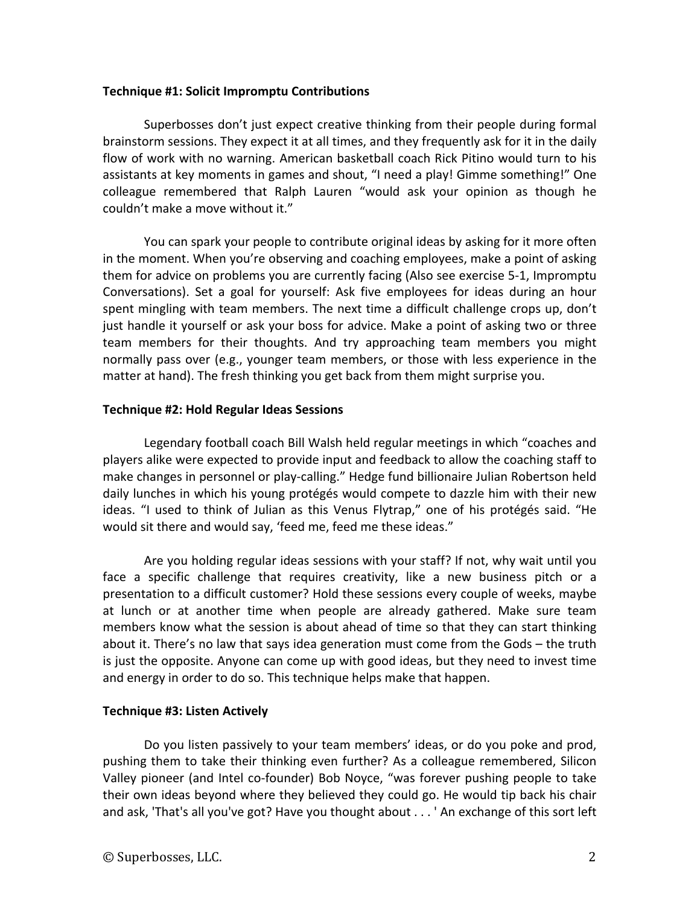**Technique #1: Solicit Impromptu Contributions**

Superbosses don't just expect creative thinking from their people during formal brainstorm sessions. They expect it at all times, and they frequently ask for it in the daily flow of work with no warning. American basketball coach Rick Pitino would turn to his assistants at key moments in games and shout, "I need a play! Gimme something!" One colleague remembered that Ralph Lauren "would ask your opinion as though he couldn't make a move without it."

You can spark your people to contribute original ideas by asking for it more often in the moment. When you're observing and coaching employees, make a point of asking them for advice on problems you are currently facing (Also see exercise 5-1, Impromptu Conversations). Set a goal for yourself: Ask five employees for ideas during an hour spent mingling with team members. The next time a difficult challenge crops up, don't just handle it yourself or ask your boss for advice. Make a point of asking two or three team members for their thoughts. And try approaching team members you might normally pass over (e.g., younger team members, or those with less experience in the matter at hand). The fresh thinking you get back from them might surprise you.

**Technique #2: Hold Regular Ideas Sessions**

Legendary football coach Bill Walsh held regular meetings in which "coaches and players alike were expected to provide input and feedback to allow the coaching staff to make changes in personnel or play-calling." Hedge fund billionaire Julian Robertson held daily lunches in which his young protégés would compete to dazzle him with their new ideas. "I used to think of Julian as this Venus Flytrap," one of his protégés said. "He would sit there and would say, 'feed me, feed me these ideas."

Are you holding regular ideas sessions with your staff? If not, why wait until you face a specific challenge that requires creativity, like a new business pitch or a presentation to a difficult customer? Hold these sessions every couple of weeks, maybe at lunch or at another time when people are already gathered. Make sure team members know what the session is about ahead of time so that they can start thinking about it. There's no law that says idea generation must come from the Gods – the truth is just the opposite. Anyone can come up with good ideas, but they need to invest time and energy in order to do so. This technique helps make that happen.

**Technique #3: Listen Actively**

Do you listen passively to your team members' ideas, or do you poke and prod, pushing them to take their thinking even further? As a colleague remembered, Silicon Valley pioneer (and Intel co-founder) Bob Noyce, "was forever pushing people to take their own ideas beyond where they believed they could go. He would tip back his chair and ask, 'That's all you've got? Have you thought about . . . ' An exchange of this sort left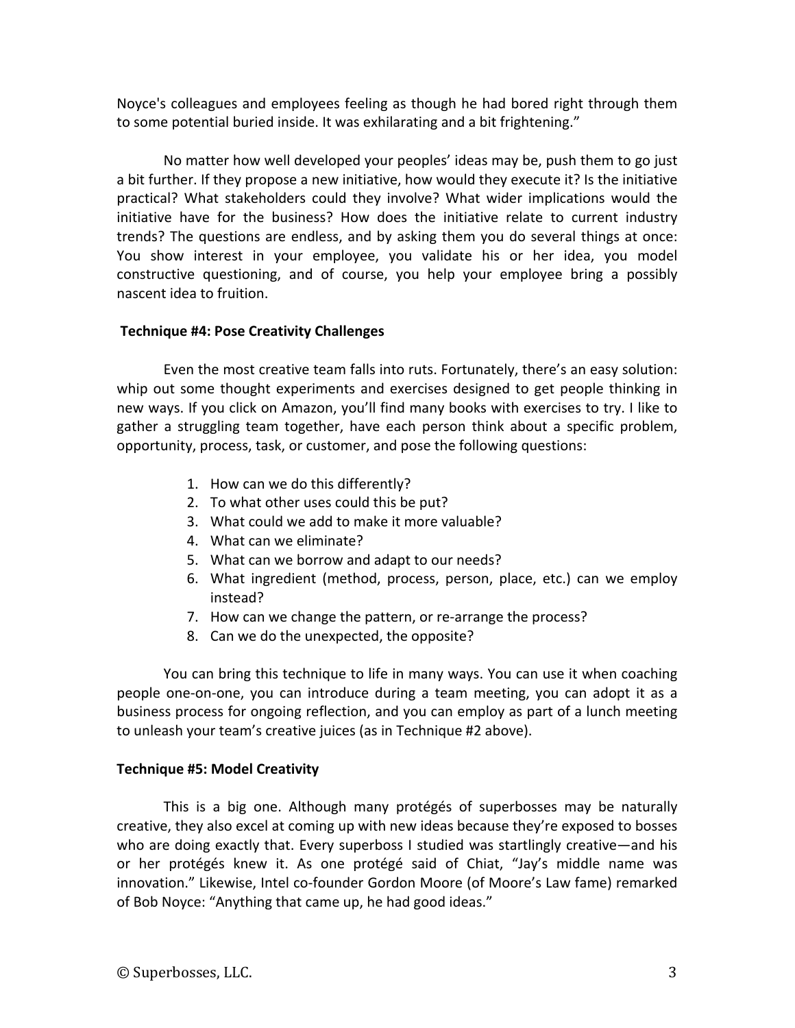Noyce's colleagues and employees feeling as though he had bored right through them to some potential buried inside. It was exhilarating and a bit frightening."

No matter how well developed your peoples' ideas may be, push them to go just a bit further. If they propose a new initiative, how would they execute it? Is the initiative practical? What stakeholders could they involve? What wider implications would the initiative have for the business? How does the initiative relate to current industry trends? The questions are endless, and by asking them you do several things at once: You show interest in your employee, you validate his or her idea, you model constructive questioning, and of course, you help your employee bring a possibly nascent idea to fruition.

**Technique #4: Pose Creativity Challenges**

Even the most creative team falls into ruts. Fortunately, there's an easy solution: whip out some thought experiments and exercises designed to get people thinking in new ways. If you click on Amazon, you'll find many books with exercises to try. I like to gather a struggling team together, have each person think about a specific problem, opportunity, process, task, or customer, and pose the following questions:

1. How can we do this differently?
2. To what other uses could this be put?
3. What could we add to make it more valuable?
4. What can we eliminate?
5. What can we borrow and adapt to our needs?
6. What ingredient (method, process, person, place, etc.) can we employ instead?
7. How can we change the pattern, or re-arrange the process?
8. Can we do the unexpected, the opposite?

You can bring this technique to life in many ways. You can use it when coaching people one-on-one, you can introduce during a team meeting, you can adopt it as a business process for ongoing reflection, and you can employ as part of a lunch meeting to unleash your team's creative juices (as in Technique #2 above).

**Technique #5: Model Creativity**

This is a big one. Although many protégés of superbosses may be naturally creative, they also excel at coming up with new ideas because they're exposed to bosses who are doing exactly that. Every superboss I studied was startlingly creative—and his or her protégés knew it. As one protégé said of Chiat, "Jay's middle name was innovation." Likewise, Intel co-founder Gordon Moore (of Moore's Law fame) remarked of Bob Noyce: "Anything that came up, he had good ideas."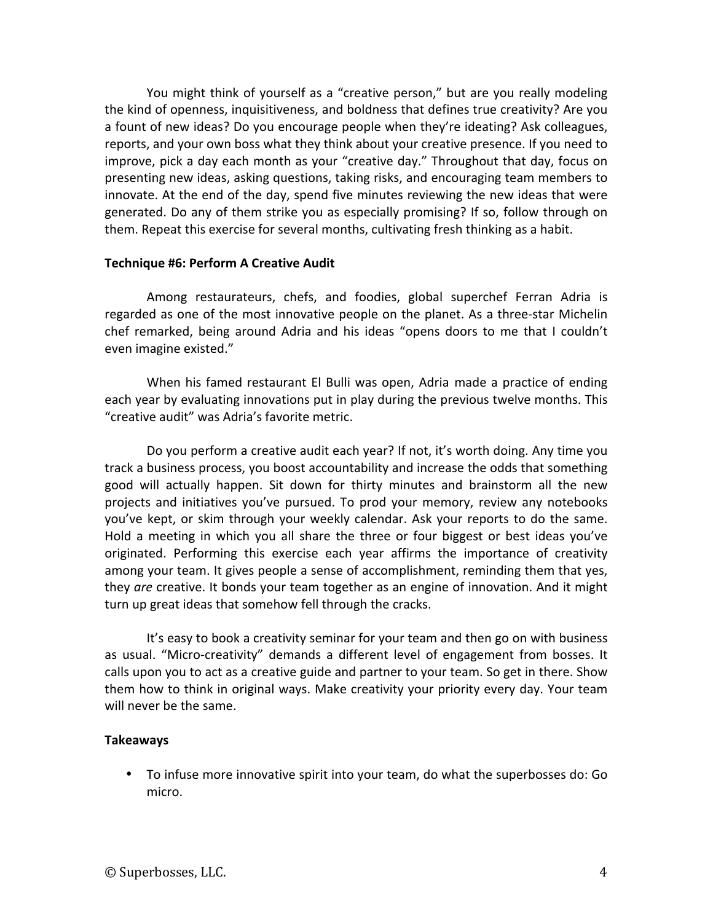You might think of yourself as a "creative person," but are you really modeling the kind of openness, inquisitiveness, and boldness that defines true creativity? Are you a fount of new ideas? Do you encourage people when they're ideating? Ask colleagues, reports, and your own boss what they think about your creative presence. If you need to improve, pick a day each month as your "creative day." Throughout that day, focus on presenting new ideas, asking questions, taking risks, and encouraging team members to innovate. At the end of the day, spend five minutes reviewing the new ideas that were generated. Do any of them strike you as especially promising? If so, follow through on them. Repeat this exercise for several months, cultivating fresh thinking as a habit.

**Technique #6: Perform A Creative Audit**

Among restaurateurs, chefs, and foodies, global superchef Ferran Adria is regarded as one of the most innovative people on the planet. As a three-star Michelin chef remarked, being around Adria and his ideas "opens doors to me that I couldn't even imagine existed."

When his famed restaurant El Bulli was open, Adria made a practice of ending each year by evaluating innovations put in play during the previous twelve months. This "creative audit" was Adria's favorite metric.

Do you perform a creative audit each year? If not, it's worth doing. Any time you track a business process, you boost accountability and increase the odds that something good will actually happen. Sit down for thirty minutes and brainstorm all the new projects and initiatives you've pursued. To prod your memory, review any notebooks you've kept, or skim through your weekly calendar. Ask your reports to do the same. Hold a meeting in which you all share the three or four biggest or best ideas you've originated. Performing this exercise each year affirms the importance of creativity among your team. It gives people a sense of accomplishment, reminding them that yes, they *are* creative. It bonds your team together as an engine of innovation. And it might turn up great ideas that somehow fell through the cracks.

It's easy to book a creativity seminar for your team and then go on with business as usual. "Micro-creativity" demands a different level of engagement from bosses. It calls upon you to act as a creative guide and partner to your team. So get in there. Show them how to think in original ways. Make creativity your priority every day. Your team will never be the same.

**Takeaways**

- To infuse more innovative spirit into your team, do what the superbosses do: Go micro.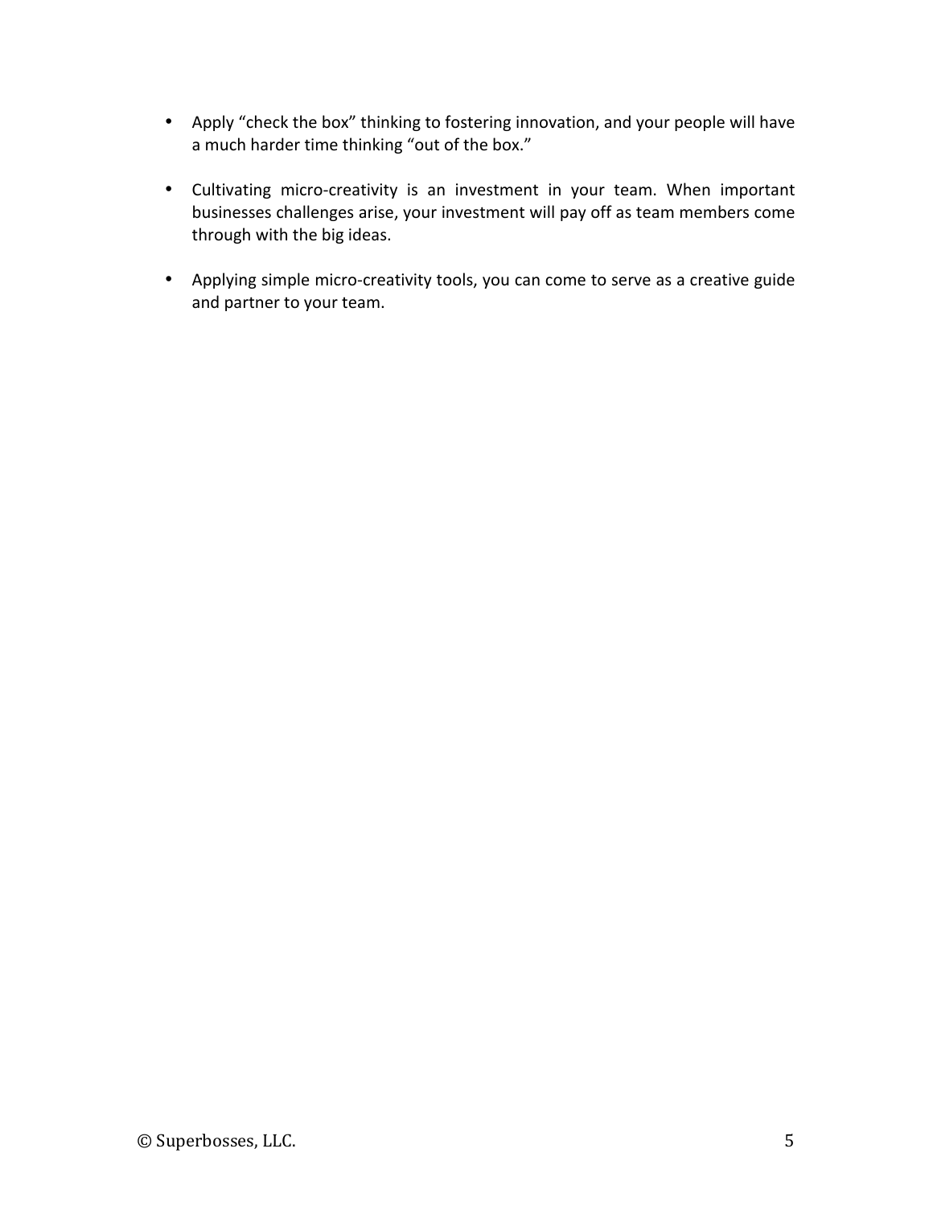- Apply "check the box" thinking to fostering innovation, and your people will have a much harder time thinking "out of the box."

- Cultivating micro-creativity is an investment in your team. When important businesses challenges arise, your investment will pay off as team members come through with the big ideas.

- Applying simple micro-creativity tools, you can come to serve as a creative guide and partner to your team.